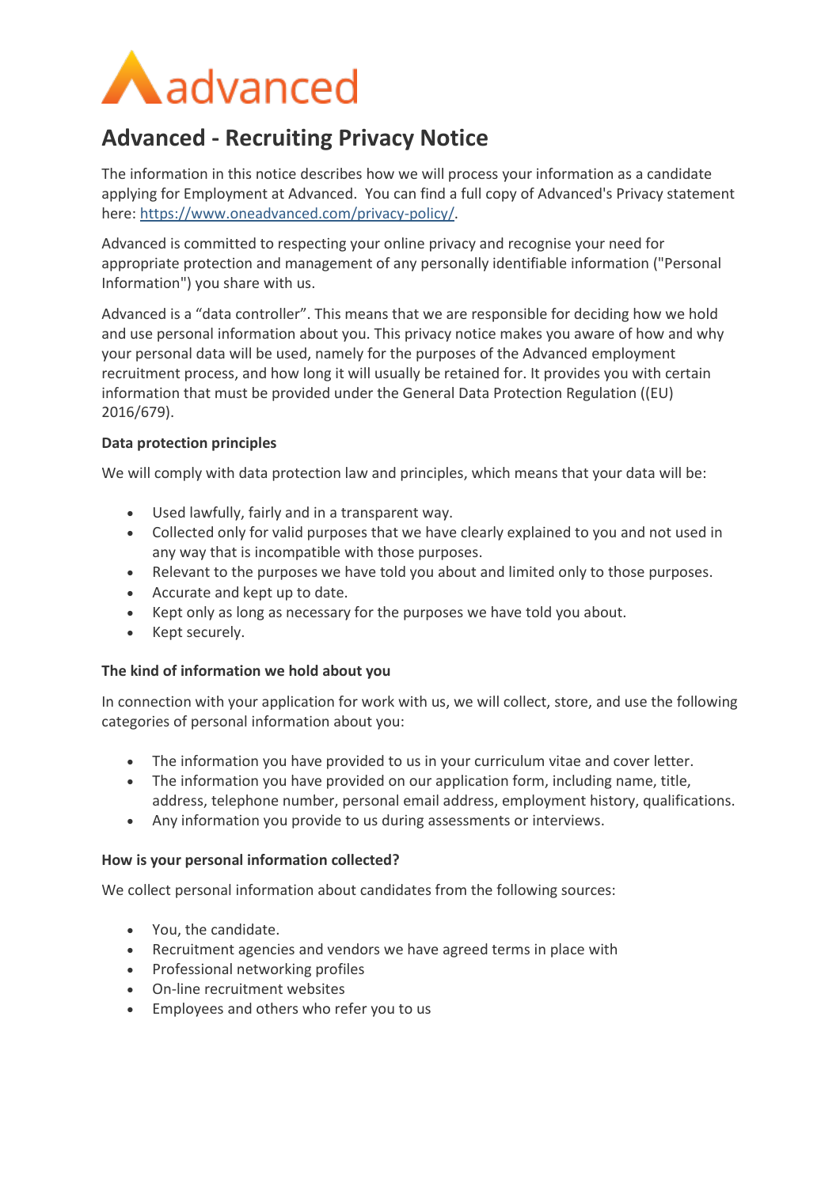# Advanced - Recruiting Privacy Notice

The information in this notice describes how we will process your information as a candidate applying for Employment at Advanced. You can find a full copy of Advanced's Privacy statement here: [https://www.oneadvanced.com/privacy-policy/](https://www.oneadvanced.com/privacy-policy/).

Advanced is committed to respecting your online privacy and recognise your need for appropriate protection and management of any personally identifiable information ("Personal Information") you share with us.

Advanced is a "data controller". This means that we are responsible for deciding how we hold and use personal information about you. This privacy notice makes you aware of how and why your personal data will be used, namely for the purposes of the Advanced employment recruitment process, and how long it will usually be retained for. It provides you with certain information that must be provided under the General Data Protection Regulation ((EU) 2016/679).

**Data protection principles**

We will comply with data protection law and principles, which means that your data will be:

- Used lawfully, fairly and in a transparent way.
- Collected only for valid purposes that we have clearly explained to you and not used in any way that is incompatible with those purposes.
- Relevant to the purposes we have told you about and limited only to those purposes.
- Accurate and kept up to date.
- Kept only as long as necessary for the purposes we have told you about.
- Kept securely.

**The kind of information we hold about you**

In connection with your application for work with us, we will collect, store, and use the following categories of personal information about you:

- The information you have provided to us in your curriculum vitae and cover letter.
- The information you have provided on our application form, including name, title, address, telephone number, personal email address, employment history, qualifications.
- Any information you provide to us during assessments or interviews.

**How is your personal information collected?**

We collect personal information about candidates from the following sources:

- You, the candidate.
- Recruitment agencies and vendors we have agreed terms in place with
- Professional networking profiles
- On-line recruitment websites
- Employees and others who refer you to us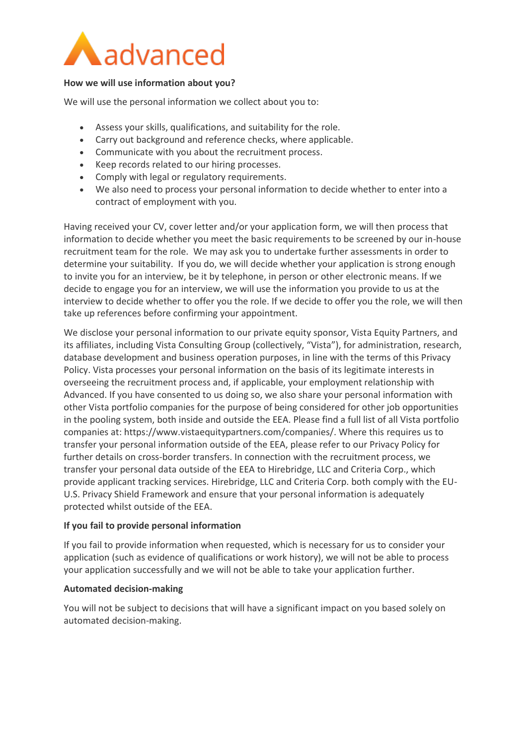**How we will use information about you?**

We will use the personal information we collect about you to:

- Assess your skills, qualifications, and suitability for the role.
- Carry out background and reference checks, where applicable.
- Communicate with you about the recruitment process.
- Keep records related to our hiring processes.
- Comply with legal or regulatory requirements.
- We also need to process your personal information to decide whether to enter into a contract of employment with you.

Having received your CV, cover letter and/or your application form, we will then process that information to decide whether you meet the basic requirements to be screened by our in-house recruitment team for the role. We may ask you to undertake further assessments in order to determine your suitability. If you do, we will decide whether your application is strong enough to invite you for an interview, be it by telephone, in person or other electronic means. If we decide to engage you for an interview, we will use the information you provide to us at the interview to decide whether to offer you the role. If we decide to offer you the role, we will then take up references before confirming your appointment.

We disclose your personal information to our private equity sponsor, Vista Equity Partners, and its affiliates, including Vista Consulting Group (collectively, "Vista"), for administration, research, database development and business operation purposes, in line with the terms of this Privacy Policy. Vista processes your personal information on the basis of its legitimate interests in overseeing the recruitment process and, if applicable, your employment relationship with Advanced. If you have consented to us doing so, we also share your personal information with other Vista portfolio companies for the purpose of being considered for other job opportunities in the pooling system, both inside and outside the EEA. Please find a full list of all Vista portfolio companies at: https://www.vistaequitypartners.com/companies/. Where this requires us to transfer your personal information outside of the EEA, please refer to our Privacy Policy for further details on cross-border transfers. In connection with the recruitment process, we transfer your personal data outside of the EEA to Hirebridge, LLC and Criteria Corp., which provide applicant tracking services. Hirebridge, LLC and Criteria Corp. both comply with the EU-U.S. Privacy Shield Framework and ensure that your personal information is adequately protected whilst outside of the EEA.

**If you fail to provide personal information**

If you fail to provide information when requested, which is necessary for us to consider your application (such as evidence of qualifications or work history), we will not be able to process your application successfully and we will not be able to take your application further.

**Automated decision-making**

You will not be subject to decisions that will have a significant impact on you based solely on automated decision-making.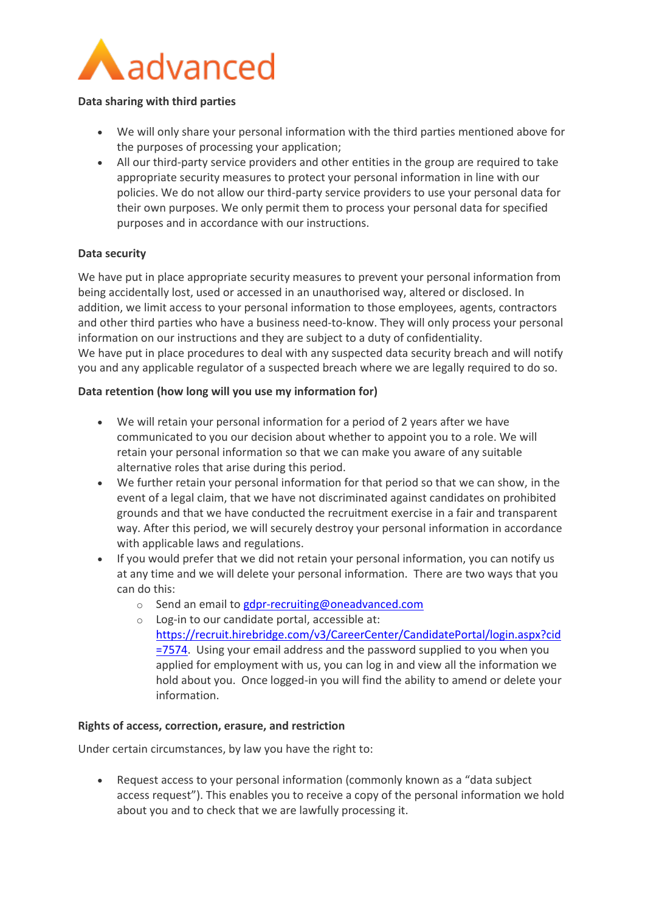**Data sharing with third parties**

- We will only share your personal information with the third parties mentioned above for the purposes of processing your application;
- All our third-party service providers and other entities in the group are required to take appropriate security measures to protect your personal information in line with our policies. We do not allow our third-party service providers to use your personal data for their own purposes. We only permit them to process your personal data for specified purposes and in accordance with our instructions.

**Data security**

We have put in place appropriate security measures to prevent your personal information from being accidentally lost, used or accessed in an unauthorised way, altered or disclosed. In addition, we limit access to your personal information to those employees, agents, contractors and other third parties who have a business need-to-know. They will only process your personal information on our instructions and they are subject to a duty of confidentiality.
We have put in place procedures to deal with any suspected data security breach and will notify you and any applicable regulator of a suspected breach where we are legally required to do so.

**Data retention (how long will you use my information for)**

- We will retain your personal information for a period of 2 years after we have communicated to you our decision about whether to appoint you to a role. We will retain your personal information so that we can make you aware of any suitable alternative roles that arise during this period.
- We further retain your personal information for that period so that we can show, in the event of a legal claim, that we have not discriminated against candidates on prohibited grounds and that we have conducted the recruitment exercise in a fair and transparent way. After this period, we will securely destroy your personal information in accordance with applicable laws and regulations.
- If you would prefer that we did not retain your personal information, you can notify us at any time and we will delete your personal information. There are two ways that you can do this:
    - Send an email to [gdpr-recruiting@oneadvanced.com](mailto:gdpr-recruiting@oneadvanced.com)
    - Log-in to our candidate portal, accessible at: [https://recruit.hirebridge.com/v3/CareerCenter/CandidatePortal/login.aspx?cid=7574](https://recruit.hirebridge.com/v3/CareerCenter/CandidatePortal/login.aspx?cid=7574). Using your email address and the password supplied to you when you applied for employment with us, you can log in and view all the information we hold about you. Once logged-in you will find the ability to amend or delete your information.

**Rights of access, correction, erasure, and restriction**

Under certain circumstances, by law you have the right to:

- Request access to your personal information (commonly known as a "data subject access request"). This enables you to receive a copy of the personal information we hold about you and to check that we are lawfully processing it.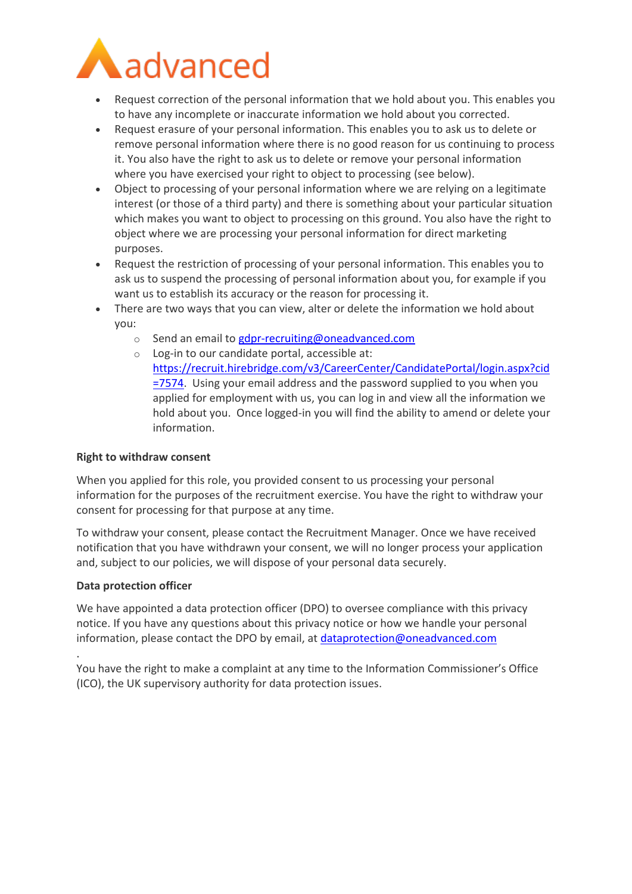- Request correction of the personal information that we hold about you. This enables you to have any incomplete or inaccurate information we hold about you corrected.
- Request erasure of your personal information. This enables you to ask us to delete or remove personal information where there is no good reason for us continuing to process it. You also have the right to ask us to delete or remove your personal information where you have exercised your right to object to processing (see below).
- Object to processing of your personal information where we are relying on a legitimate interest (or those of a third party) and there is something about your particular situation which makes you want to object to processing on this ground. You also have the right to object where we are processing your personal information for direct marketing purposes.
- Request the restriction of processing of your personal information. This enables you to ask us to suspend the processing of personal information about you, for example if you want us to establish its accuracy or the reason for processing it.
- There are two ways that you can view, alter or delete the information we hold about you:
  - Send an email to gdpr-recruiting@oneadvanced.com
  - Log-in to our candidate portal, accessible at: https://recruit.hirebridge.com/v3/CareerCenter/CandidatePortal/login.aspx?cid=7574. Using your email address and the password supplied to you when you applied for employment with us, you can log in and view all the information we hold about you. Once logged-in you will find the ability to amend or delete your information.

**Right to withdraw consent**

When you applied for this role, you provided consent to us processing your personal information for the purposes of the recruitment exercise. You have the right to withdraw your consent for processing for that purpose at any time.

To withdraw your consent, please contact the Recruitment Manager. Once we have received notification that you have withdrawn your consent, we will no longer process your application and, subject to our policies, we will dispose of your personal data securely.

**Data protection officer**

We have appointed a data protection officer (DPO) to oversee compliance with this privacy notice. If you have any questions about this privacy notice or how we handle your personal information, please contact the DPO by email, at dataprotection@oneadvanced.com

.

You have the right to make a complaint at any time to the Information Commissioner's Office (ICO), the UK supervisory authority for data protection issues.